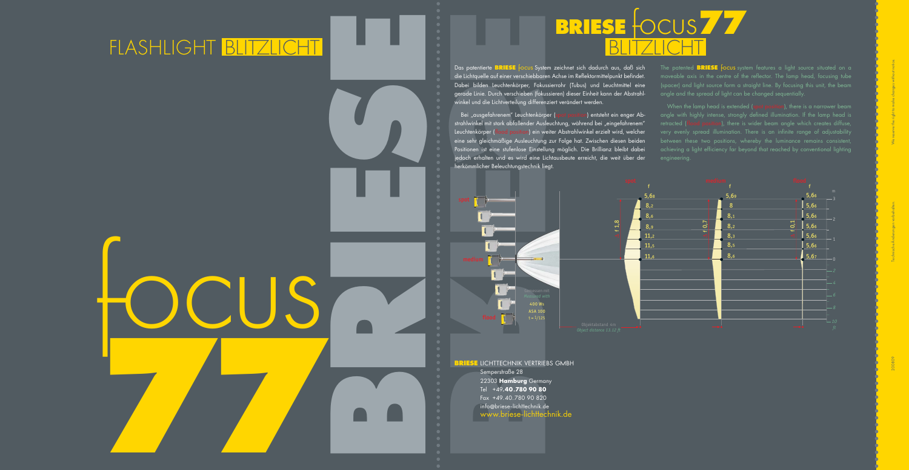# FLASHLIGHT BLITZLICHT

# focus 77

# BRIESE focus 77 BLITZLICHT

Das patentierte **BRIESE** focus System zeichnet sich dadurch aus, daß sich die Lichtquelle auf einer verschiebbaren Achse im Reflektormittelpunkt befindet. Dabei bilden Leuchtenkörper, Fokussierrohr (Tubus) und Leuchtmittel eine gerade Linie. Durch verschieben (fokussieren) dieser Einheit kann der Abstrahlwinkel und die Lichtverteilung differenziert verändert werden.

Bei „ausgefahrenem" Leuchtenkörper (spot position) entsteht ein enger Abstrahlwinkel mit stark abfallender Ausleuchtung, während bei „eingefahrenem" Leuchtenkörper (flood position) ein weiter Abstrahlwinkel erzielt wird, welcher eine sehr gleichmäßige Ausleuchtung zur Folge hat. Zwischen diesen beiden Positionen ist eine stufenlose Einstellung möglich. Die Brillianz bleibt dabei jedoch erhalten und es wird eine Lichtausbeute erreicht, die weit über der herkömmlicher Beleuchtungstechnik liegt.

The patented **BRIESE** focus system features a light source situated on a moveable axis in the centre of the reflector. The lamp head, focusing tube (spacer) and light source form a straight line. By focusing this unit, the beam angle and the spread of light can be changed sequentially.

When the lamp head is extended (spot position), there is a narrower beam angle with highly intense, strongly defined illumination. If the lamp head is retracted (flood position), there is wider beam angle which creates diffuse, very evenly spread illumination. There is an infinite range of adjustability between these two positions, whereby the luminance remains consistent, achieving a light efficiency far beyond that reached by conventional lighting engineering.

spot / medium / flood

Gemessen mit / Measured with: 400 Ws, ASA 100, t = 1/125

Objektabstand 4m / Object distance 13.12 ft

| m | spot f | medium f | flood f |
|---|---|---|---|
| 3 | 5,6₈ | 5,6₉ | 5,6₆ |
| | 8,₂ | 8 | 5,6₆ |
| 2 | 8,₆ | 8,₁ | 5,6₆ |
| | 8,₉ | 8,₂ | 5,6₆ |
| 1 | 11,₂ | 8,₃ | 5,6₆ |
| | 11,₅ | 8,₅ | 5,6₆ |
| 0 | 11,₆ | 8,₄ | 5,6₇ |

Range: spot f 1,8 / medium f 0,7 / flood f 0,1

ft: 2, 4, 6, 8, 10

**BRIESE** LICHTTECHNIK VERTRIEBS GMBH
Semperstraße 28
22303 **Hamburg** Germany
Tel +49.**40.780 90 80**
Fax +49.40.780 90 820
info@briese-lichttechnik.de
www.briese-lichttechnik.de

We reserve the right to make changes without notice.
Technische Änderungen vorbehalten
200809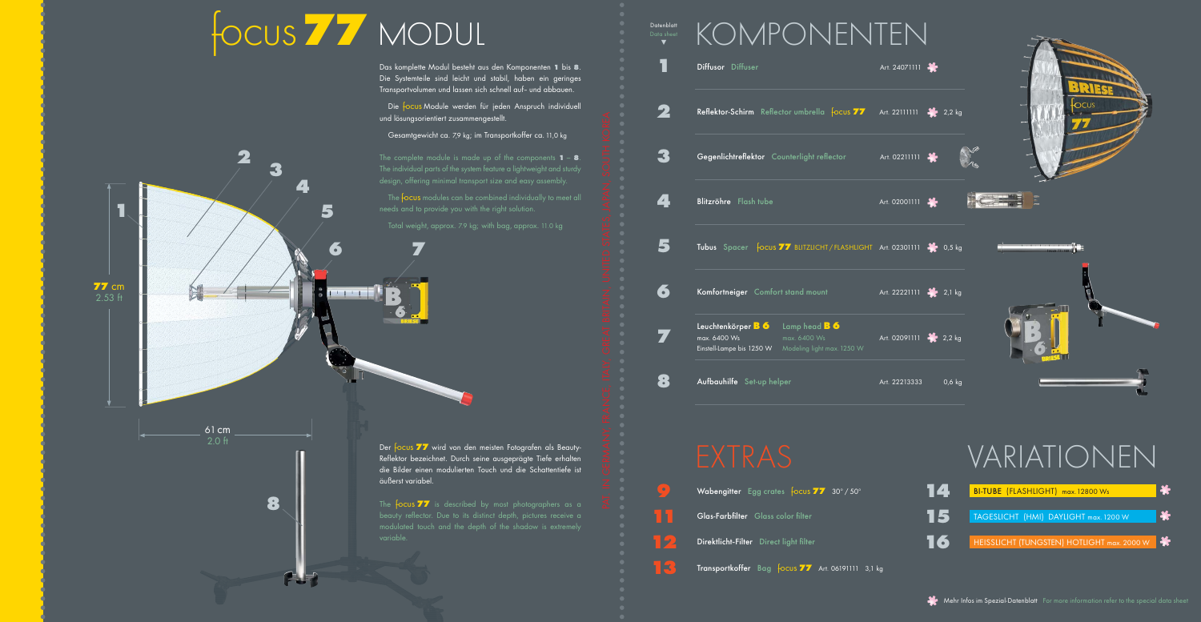# focus 77 MODUL

Das komplette Modul besteht aus den Komponenten **1** bis **8**. Die Systemteile sind leicht und stabil, haben ein geringes Transportvolumen und lassen sich schnell auf- und abbauen.

Die focus Module werden für jeden Anspruch individuell und lösungsorientiert zusammengestellt.

Gesamtgewicht ca. 7,9 kg; im Transportkoffer ca. 11,0 kg

The complete module is made up of the components **1** – **8**. The individual parts of the system feature a lightweight and sturdy design, offering minimal transport size and easy assembly.

The focus modules can be combined individually to meet all needs and to provide you with the right solution.

Total weight, approx. 7.9 kg; with bag, approx. 11.0 kg

77 cm
2.53 ft

61 cm
2.0 ft

Der focus **77** wird von den meisten Fotografen als Beauty-Reflektor bezeichnet. Durch seine ausgeprägte Tiefe erhalten die Bilder einen modulierten Touch und die Schattentiefe ist äußerst variabel.

The focus **77** is described by most photographers as a beauty reflector. Due to its distinct depth, pictures receive a modulated touch and the depth of the shadow is extremely variable.

# KOMPONENTEN

Datenblatt / Data sheet

| | | | | |
|---|---|---|---|---|
| **1** | Diffusor Diffuser | Art. 24071111 | ✱ | |
| **2** | Reflektor-Schirm Reflector umbrella focus **77** | Art. 22111111 | ✱ | 2,2 kg |
| **3** | Gegenlichtreflektor Counterlight reflector | Art. 02211111 | ✱ | |
| **4** | Blitzröhre Flash tube | Art. 02001111 | ✱ | |
| **5** | Tubus Spacer focus **77** BLITZLICHT / FLASHLIGHT | Art. 02301111 | ✱ | 0,5 kg |
| **6** | Komfortneiger Comfort stand mount | Art. 22221111 | ✱ | 2,1 kg |
| **7** | Leuchtenkörper **B 6** max. 6400 Ws Einstell-Lampe bis 1250 W / Lamp head **B 6** max. 6400 Ws Modeling light max. 1250 W | Art. 02091111 | ✱ | 2,2 kg |
| **8** | Aufbauhilfe Set-up helper | Art. 22213333 | | 0,6 kg |

# EXTRAS

| | |
|---|---|
| **9** | Wabengitter Egg crates focus **77** 30° / 50° |
| **11** | Glas-Farbfilter Glass color filter |
| **12** | Direktlicht-Filter Direct light filter |
| **13** | Transportkoffer Bag focus **77** Art. 06191111 3,1 kg |

# VARIATIONEN

| | | |
|---|---|---|
| **14** | BI-TUBE (FLASHLIGHT) max. 12800 Ws | ✱ |
| **15** | TAGESLICHT (HMI) DAYLIGHT max. 1200 W | ✱ |
| **16** | HEISSLICHT (TUNGSTEN) HOTLIGHT max. 2000 W | ✱ |

✱ Mehr Infos im Spezial-Datenblatt For more information refer to the special data sheet